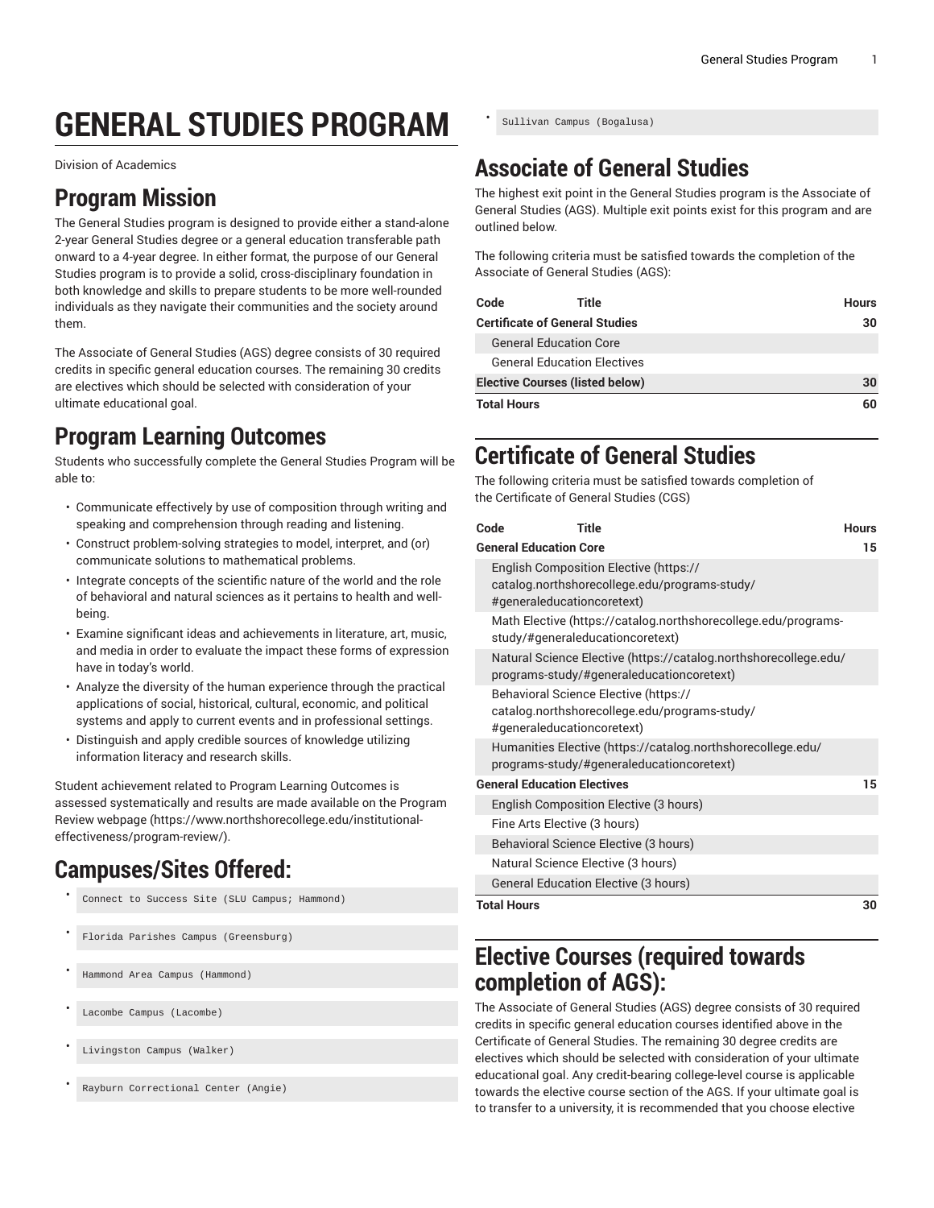# GENERAL STUDIES PROGRAM

Division of Academics

## Program Mission

The General Studies program is designed to provide either a stand-alone 2-year General Studies degree or a general education transferable path onward to a 4-year degree. In either format, the purpose of our General Studies program is to provide a solid, cross-disciplinary foundation in both knowledge and skills to prepare students to be more well-rounded individuals as they navigate their communities and the society around them.

The Associate of General Studies (AGS) degree consists of 30 required credits in specific general education courses. The remaining 30 credits are electives which should be selected with consideration of your ultimate educational goal.

## Program Learning Outcomes

Students who successfully complete the General Studies Program will be able to:

- Communicate effectively by use of composition through writing and speaking and comprehension through reading and listening.
- Construct problem-solving strategies to model, interpret, and (or) communicate solutions to mathematical problems.
- Integrate concepts of the scientific nature of the world and the role of behavioral and natural sciences as it pertains to health and well-being.
- Examine significant ideas and achievements in literature, art, music, and media in order to evaluate the impact these forms of expression have in today's world.
- Analyze the diversity of the human experience through the practical applications of social, historical, cultural, economic, and political systems and apply to current events and in professional settings.
- Distinguish and apply credible sources of knowledge utilizing information literacy and research skills.

Student achievement related to Program Learning Outcomes is assessed systematically and results are made available on the Program Review webpage (https://www.northshorecollege.edu/institutional-effectiveness/program-review/).

## Campuses/Sites Offered:

- `Connect to Success Site (SLU Campus; Hammond)`
- `Florida Parishes Campus (Greensburg)`
- `Hammond Area Campus (Hammond)`
- `Lacombe Campus (Lacombe)`
- `Livingston Campus (Walker)`
- `Rayburn Correctional Center (Angie)`
- `Sullivan Campus (Bogalusa)`

## Associate of General Studies

The highest exit point in the General Studies program is the Associate of General Studies (AGS). Multiple exit points exist for this program and are outlined below.

The following criteria must be satisfied towards the completion of the Associate of General Studies (AGS):

| Code | Title | Hours |
|---|---|---|
| **Certificate of General Studies** | | **30** |
| | General Education Core | |
| | General Education Electives | |
| **Elective Courses (listed below)** | | **30** |
| **Total Hours** | | **60** |

## Certificate of General Studies

The following criteria must be satisfied towards completion of the Certificate of General Studies (CGS)

| Code | Title | Hours |
|---|---|---|
| **General Education Core** | | **15** |
| | English Composition Elective (https://catalog.northshorecollege.edu/programs-study/#generaleducationcoretext) | |
| | Math Elective (https://catalog.northshorecollege.edu/programs-study/#generaleducationcoretext) | |
| | Natural Science Elective (https://catalog.northshorecollege.edu/programs-study/#generaleducationcoretext) | |
| | Behavioral Science Elective (https://catalog.northshorecollege.edu/programs-study/#generaleducationcoretext) | |
| | Humanities Elective (https://catalog.northshorecollege.edu/programs-study/#generaleducationcoretext) | |
| **General Education Electives** | | **15** |
| | English Composition Elective (3 hours) | |
| | Fine Arts Elective (3 hours) | |
| | Behavioral Science Elective (3 hours) | |
| | Natural Science Elective (3 hours) | |
| | General Education Elective (3 hours) | |
| **Total Hours** | | **30** |

## Elective Courses (required towards completion of AGS):

The Associate of General Studies (AGS) degree consists of 30 required credits in specific general education courses identified above in the Certificate of General Studies. The remaining 30 degree credits are electives which should be selected with consideration of your ultimate educational goal. Any credit-bearing college-level course is applicable towards the elective course section of the AGS. If your ultimate goal is to transfer to a university, it is recommended that you choose elective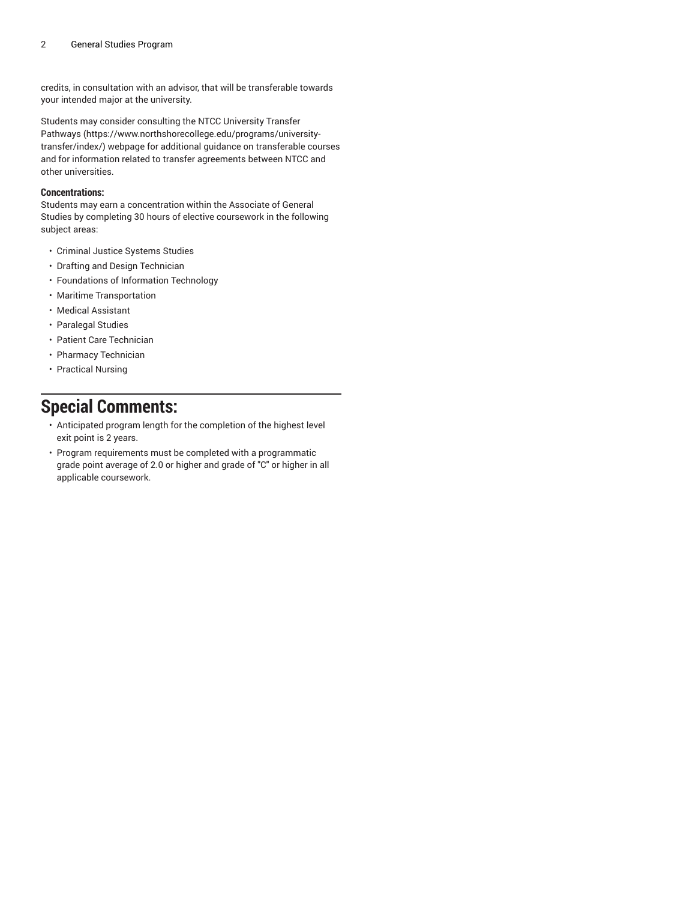credits, in consultation with an advisor, that will be transferable towards your intended major at the university.

Students may consider consulting the NTCC University Transfer Pathways (https://www.northshorecollege.edu/programs/university-transfer/index/) webpage for additional guidance on transferable courses and for information related to transfer agreements between NTCC and other universities.

**Concentrations:**
Students may earn a concentration within the Associate of General Studies by completing 30 hours of elective coursework in the following subject areas:

- Criminal Justice Systems Studies
- Drafting and Design Technician
- Foundations of Information Technology
- Maritime Transportation
- Medical Assistant
- Paralegal Studies
- Patient Care Technician
- Pharmacy Technician
- Practical Nursing

## Special Comments:

- Anticipated program length for the completion of the highest level exit point is 2 years.
- Program requirements must be completed with a programmatic grade point average of 2.0 or higher and grade of "C" or higher in all applicable coursework.